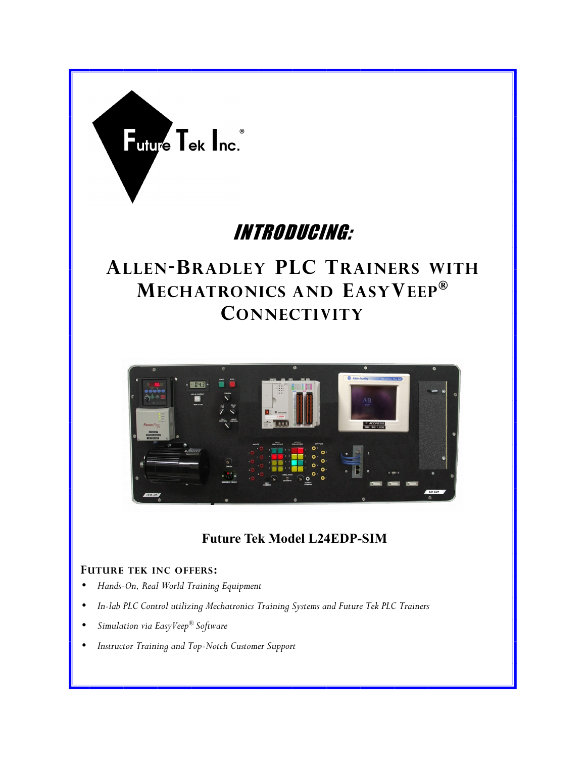Future Tek Inc.®

# *INTRODUCING:*

## ALLEN-BRADLEY PLC TRAINERS WITH MECHATRONICS AND EASYVEEP® CONNECTIVITY

**Future Tek Model L24EDP-SIM**

### FUTURE TEK INC OFFERS:

- *Hands-On, Real World Training Equipment*
- *In-lab PLC Control utilizing Mechatronics Training Systems and Future Tek PLC Trainers*
- *Simulation via EasyVeep® Software*
- *Instructor Training and Top-Notch Customer Support*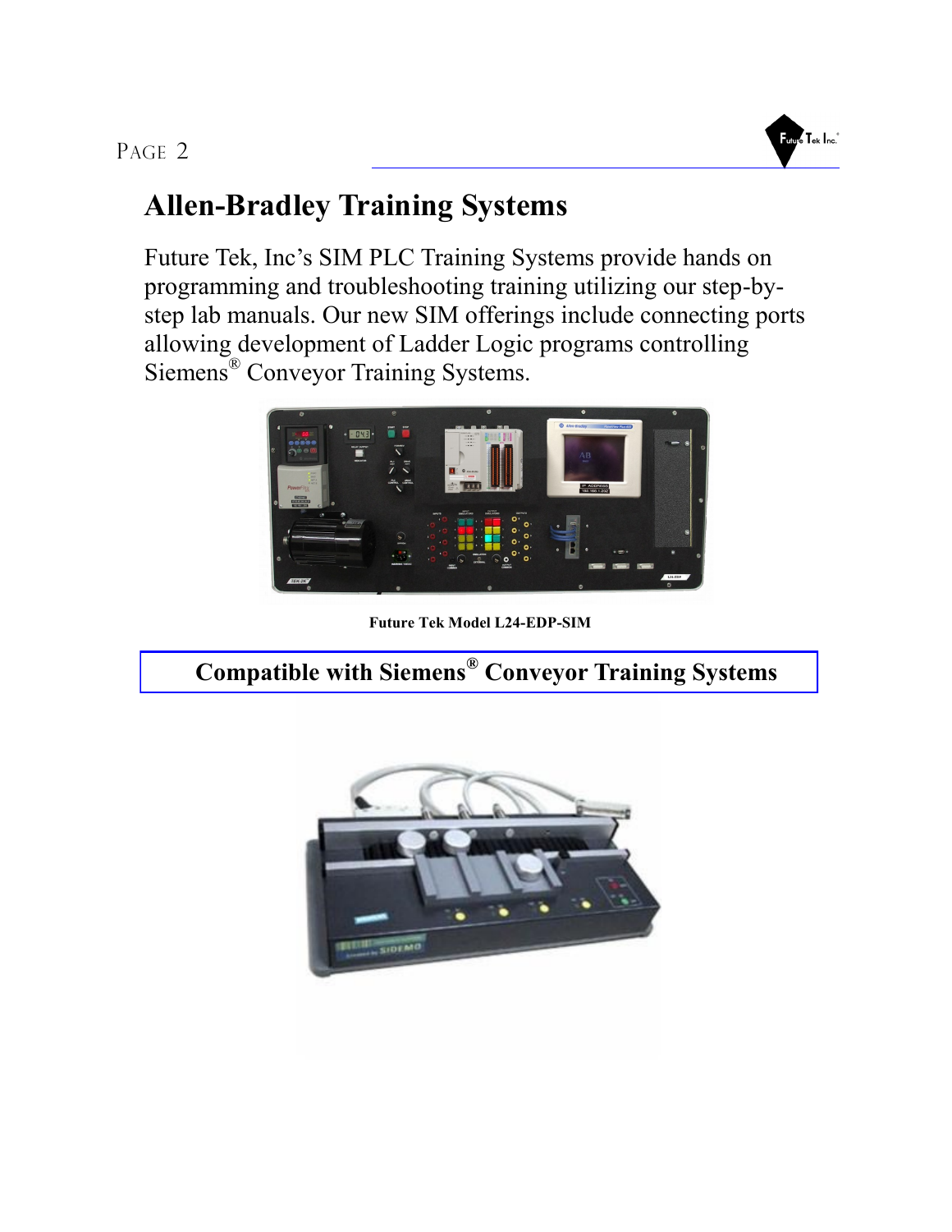# Allen-Bradley Training Systems

Future Tek, Inc's SIM PLC Training Systems provide hands on programming and troubleshooting training utilizing our step-by-step lab manuals. Our new SIM offerings include connecting ports allowing development of Ladder Logic programs controlling Siemens® Conveyor Training Systems.

**Future Tek Model L24-EDP-SIM**

**Compatible with Siemens® Conveyor Training Systems**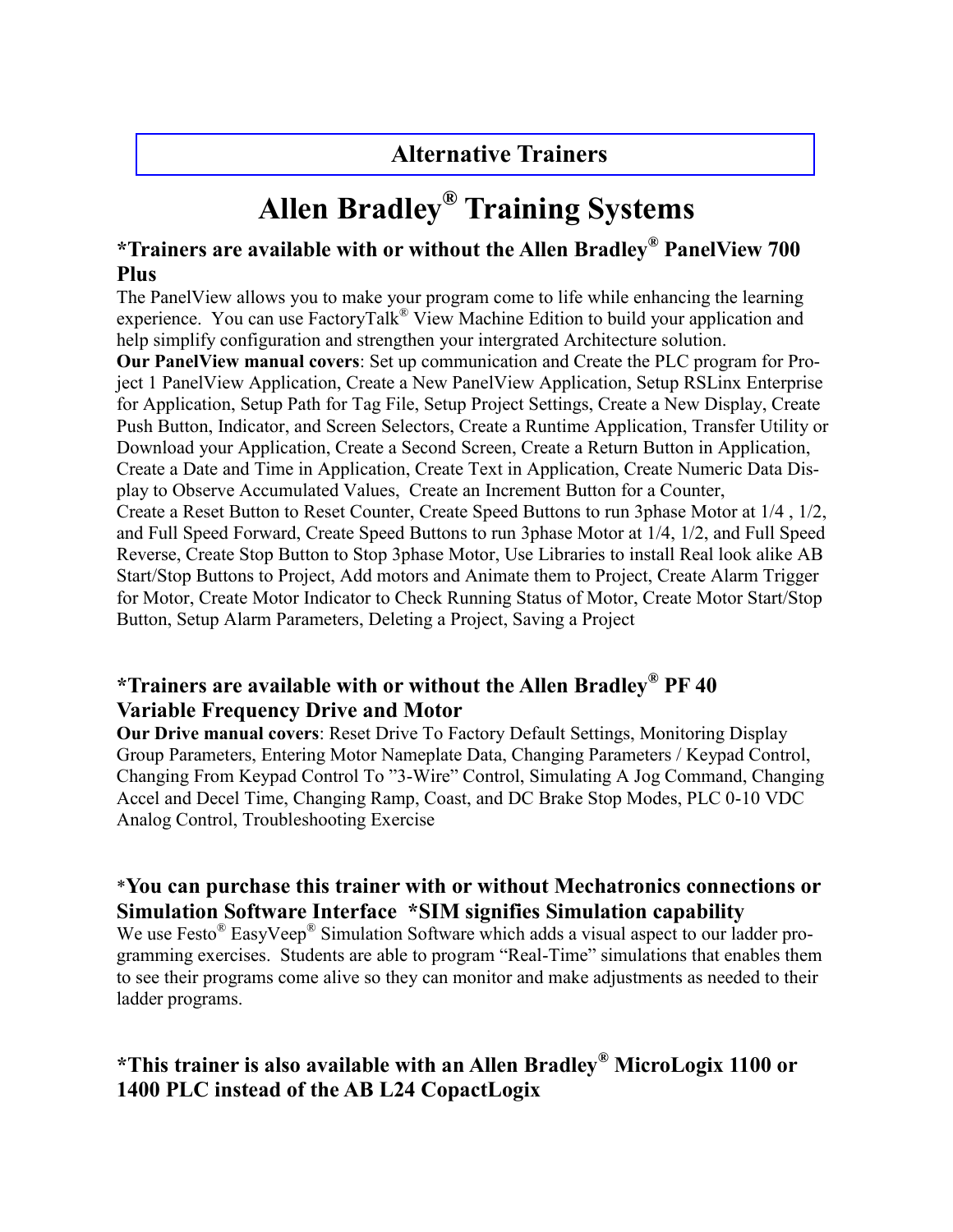## Alternative Trainers

# Allen Bradley® Training Systems

### *Trainers are available with or without the Allen Bradley® PanelView 700 Plus

The PanelView allows you to make your program come to life while enhancing the learning experience. You can use FactoryTalk® View Machine Edition to build your application and help simplify configuration and strengthen your intergrated Architecture solution.

**Our PanelView manual covers**: Set up communication and Create the PLC program for Project 1 PanelView Application, Create a New PanelView Application, Setup RSLinx Enterprise for Application, Setup Path for Tag File, Setup Project Settings, Create a New Display, Create Push Button, Indicator, and Screen Selectors, Create a Runtime Application, Transfer Utility or Download your Application, Create a Second Screen, Create a Return Button in Application, Create a Date and Time in Application, Create Text in Application, Create Numeric Data Display to Observe Accumulated Values, Create an Increment Button for a Counter, Create a Reset Button to Reset Counter, Create Speed Buttons to run 3phase Motor at 1/4 , 1/2, and Full Speed Forward, Create Speed Buttons to run 3phase Motor at 1/4, 1/2, and Full Speed Reverse, Create Stop Button to Stop 3phase Motor, Use Libraries to install Real look alike AB Start/Stop Buttons to Project, Add motors and Animate them to Project, Create Alarm Trigger for Motor, Create Motor Indicator to Check Running Status of Motor, Create Motor Start/Stop Button, Setup Alarm Parameters, Deleting a Project, Saving a Project

### *Trainers are available with or without the Allen Bradley® PF 40 Variable Frequency Drive and Motor

**Our Drive manual covers**: Reset Drive To Factory Default Settings, Monitoring Display Group Parameters, Entering Motor Nameplate Data, Changing Parameters / Keypad Control, Changing From Keypad Control To "3-Wire" Control, Simulating A Jog Command, Changing Accel and Decel Time, Changing Ramp, Coast, and DC Brake Stop Modes, PLC 0-10 VDC Analog Control, Troubleshooting Exercise

### *You can purchase this trainer with or without Mechatronics connections or Simulation Software Interface *SIM signifies Simulation capability

We use Festo® EasyVeep® Simulation Software which adds a visual aspect to our ladder programming exercises. Students are able to program "Real-Time" simulations that enables them to see their programs come alive so they can monitor and make adjustments as needed to their ladder programs.

### *This trainer is also available with an Allen Bradley® MicroLogix 1100 or 1400 PLC instead of the AB L24 CopactLogix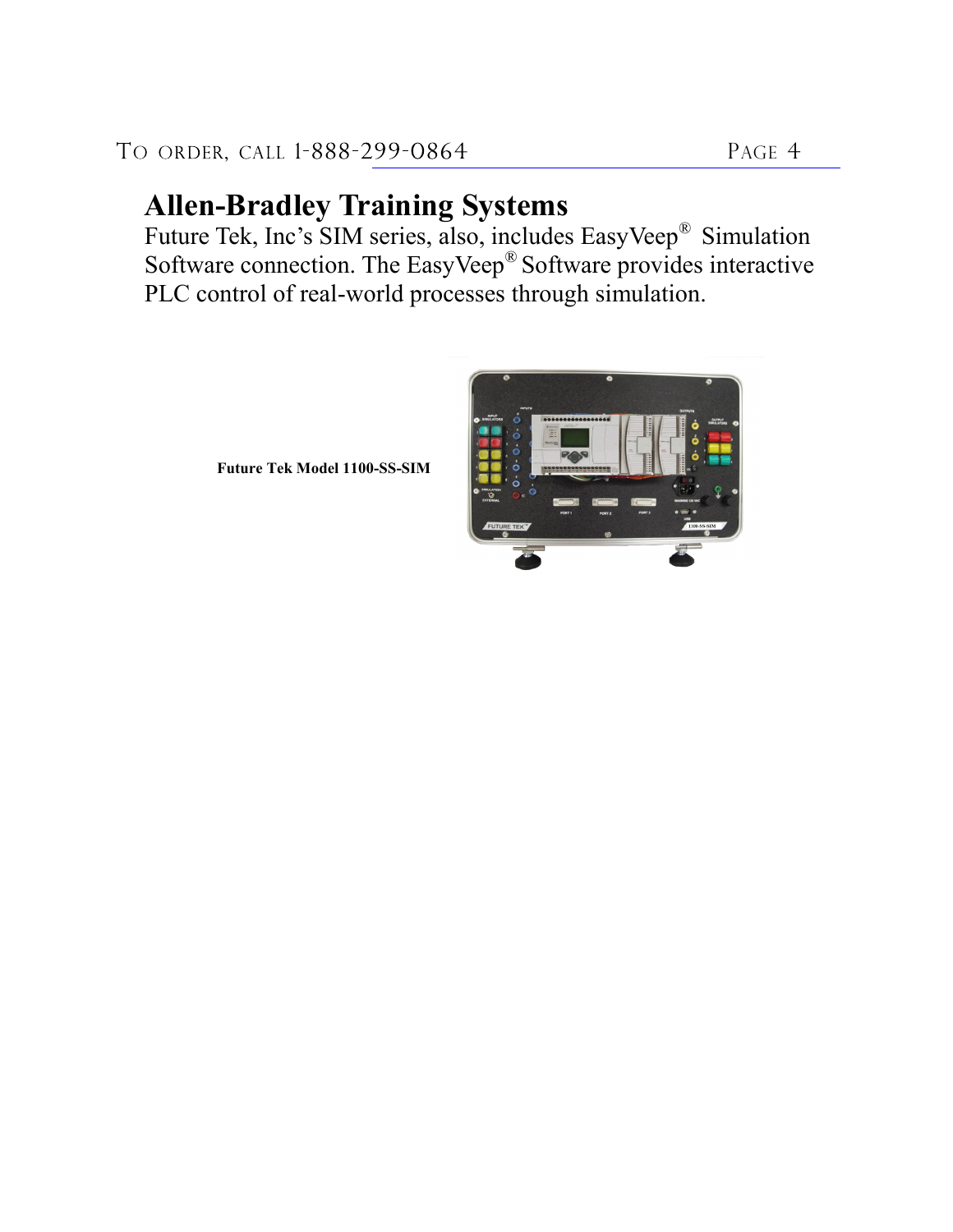# Allen-Bradley Training Systems

Future Tek, Inc's SIM series, also, includes EasyVeep® Simulation Software connection. The EasyVeep® Software provides interactive PLC control of real-world processes through simulation.

**Future Tek Model 1100-SS-SIM**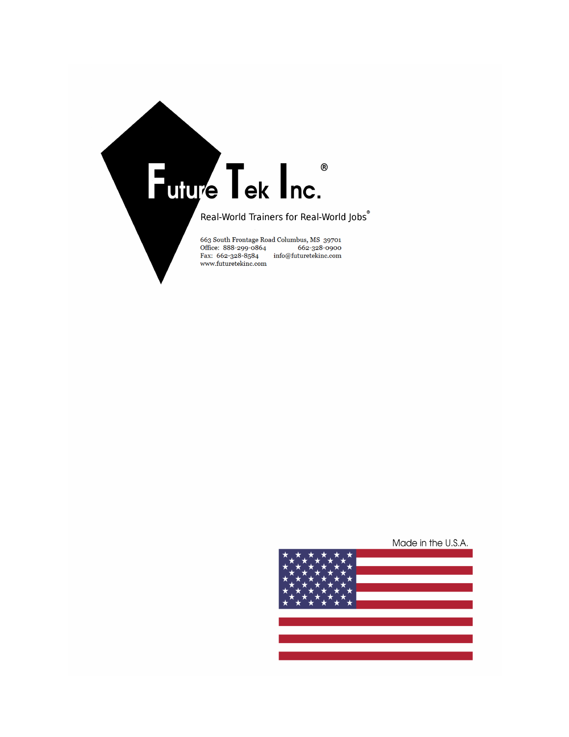# Future Tek Inc.®

Real-World Trainers for Real-World Jobs®

663 South Frontage Road Columbus, MS 39701
Office: 888-299-0864 662-328-0900
Fax: 662-328-8584 info@futuretekinc.com
www.futuretekinc.com

Made in the U.S.A.